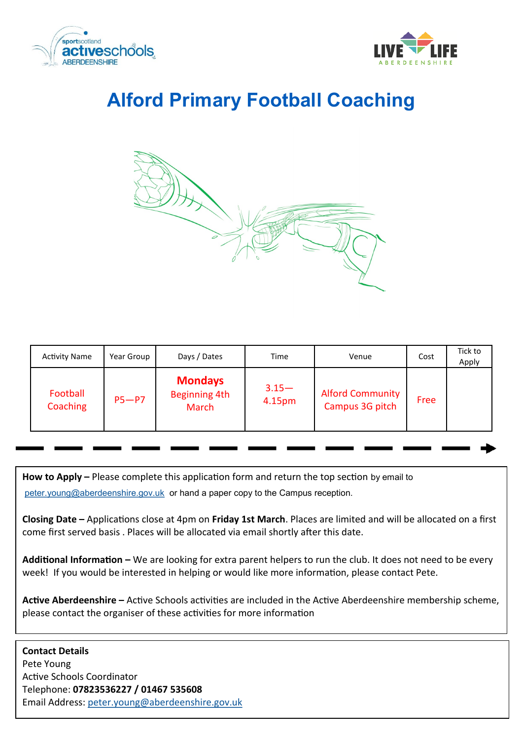# Alford Primary Football Coaching

| Activity Name | Year Group | Days / Dates | Time | Venue | Cost | Tick to Apply |
|---|---|---|---|---|---|---|
| Football Coaching | P5—P7 | **Mondays** Beginning 4th March | 3.15—4.15pm | Alford Community Campus 3G pitch | Free | |

**How to Apply –** Please complete this application form and return the top section by email to peter.young@aberdeenshire.gov.uk or hand a paper copy to the Campus reception.

**Closing Date –** Applications close at 4pm on **Friday 1st March**. Places are limited and will be allocated on a first come first served basis . Places will be allocated via email shortly after this date.

**Additional Information –** We are looking for extra parent helpers to run the club. It does not need to be every week! If you would be interested in helping or would like more information, please contact Pete.

**Active Aberdeenshire –** Active Schools activities are included in the Active Aberdeenshire membership scheme, please contact the organiser of these activities for more information

**Contact Details**
Pete Young
Active Schools Coordinator
Telephone: **07823536227 / 01467 535608**
Email Address: peter.young@aberdeenshire.gov.uk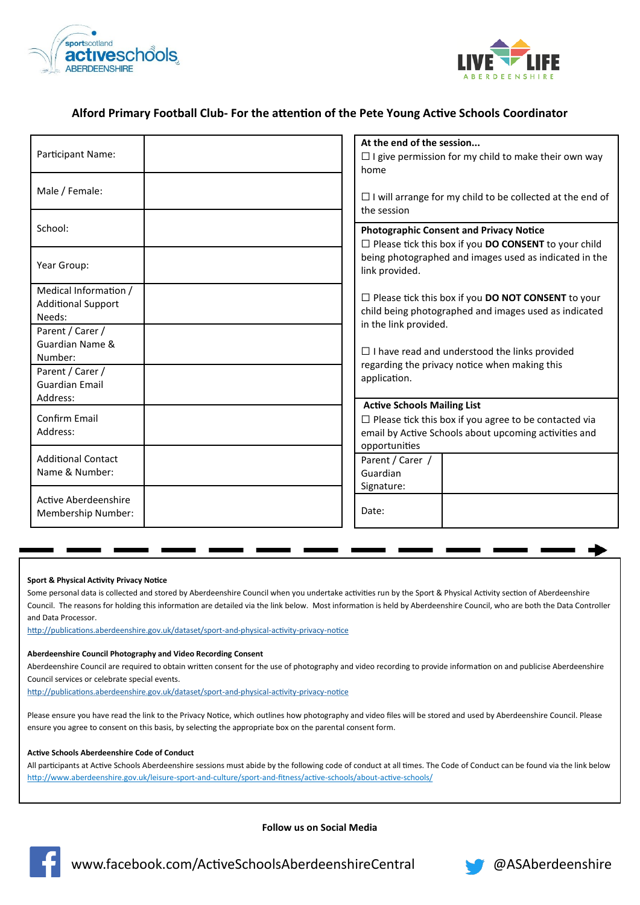**Alford Primary Football Club- For the attention of the Pete Young Active Schools Coordinator**

| | |
|---|---|
| Participant Name: | |
| Male / Female: | |
| School: | |
| Year Group: | |
| Medical Information / Additional Support Needs: | |
| Parent / Carer / Guardian Name & Number: | |
| Parent / Carer / Guardian Email Address: | |
| Confirm Email Address: | |
| Additional Contact Name & Number: | |
| Active Aberdeenshire Membership Number: | |

**At the end of the session...**

☐ I give permission for my child to make their own way home

☐ I will arrange for my child to be collected at the end of the session

**Photographic Consent and Privacy Notice**

☐ Please tick this box if you **DO CONSENT** to your child being photographed and images used as indicated in the link provided.

☐ Please tick this box if you **DO NOT CONSENT** to your child being photographed and images used as indicated in the link provided.

☐ I have read and understood the links provided regarding the privacy notice when making this application.

**Active Schools Mailing List**

☐ Please tick this box if you agree to be contacted via email by Active Schools about upcoming activities and opportunities

| | |
|---|---|
| Parent / Carer / Guardian Signature: | |
| Date: | |

**Sport & Physical Activity Privacy Notice**

Some personal data is collected and stored by Aberdeenshire Council when you undertake activities run by the Sport & Physical Activity section of Aberdeenshire Council. The reasons for holding this information are detailed via the link below. Most information is held by Aberdeenshire Council, who are both the Data Controller and Data Processor.

http://publications.aberdeenshire.gov.uk/dataset/sport-and-physical-activity-privacy-notice

**Aberdeenshire Council Photography and Video Recording Consent**

Aberdeenshire Council are required to obtain written consent for the use of photography and video recording to provide information on and publicise Aberdeenshire Council services or celebrate special events.

http://publications.aberdeenshire.gov.uk/dataset/sport-and-physical-activity-privacy-notice

Please ensure you have read the link to the Privacy Notice, which outlines how photography and video files will be stored and used by Aberdeenshire Council. Please ensure you agree to consent on this basis, by selecting the appropriate box on the parental consent form.

**Active Schools Aberdeenshire Code of Conduct**

All participants at Active Schools Aberdeenshire sessions must abide by the following code of conduct at all times. The Code of Conduct can be found via the link below

http://www.aberdeenshire.gov.uk/leisure-sport-and-culture/sport-and-fitness/active-schools/about-active-schools/

**Follow us on Social Media**

www.facebook.com/ActiveSchoolsAberdeenshireCentral

@ASAberdeenshire